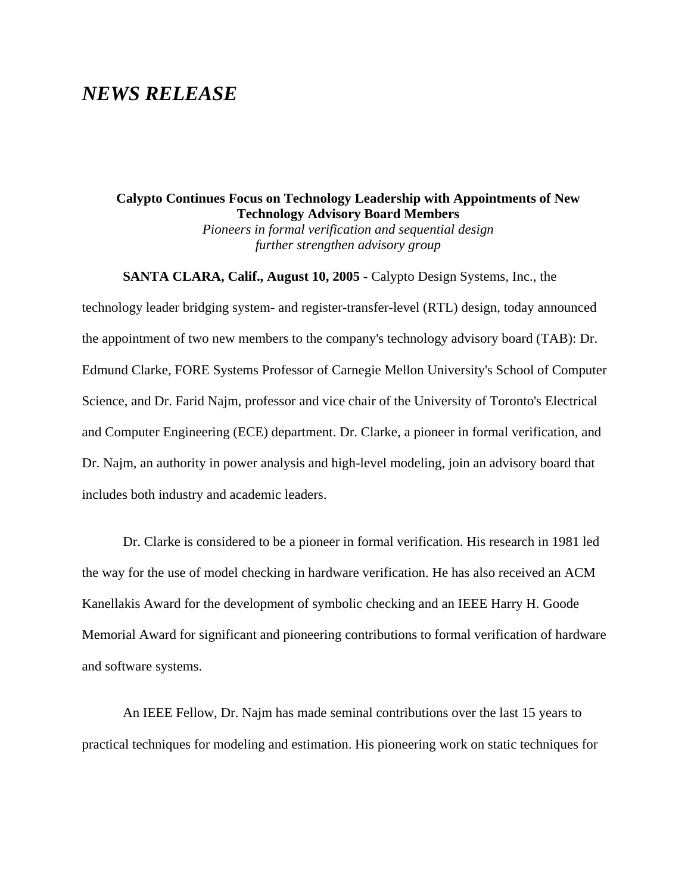# *NEWS RELEASE*

**Calypto Continues Focus on Technology Leadership with Appointments of New Technology Advisory Board Members**

*Pioneers in formal verification and sequential design further strengthen advisory group*

**SANTA CLARA, Calif., August 10, 2005 -** Calypto Design Systems, Inc., the technology leader bridging system- and register-transfer-level (RTL) design, today announced the appointment of two new members to the company's technology advisory board (TAB): Dr. Edmund Clarke, FORE Systems Professor of Carnegie Mellon University's School of Computer Science, and Dr. Farid Najm, professor and vice chair of the University of Toronto's Electrical and Computer Engineering (ECE) department. Dr. Clarke, a pioneer in formal verification, and Dr. Najm, an authority in power analysis and high-level modeling, join an advisory board that includes both industry and academic leaders.

Dr. Clarke is considered to be a pioneer in formal verification. His research in 1981 led the way for the use of model checking in hardware verification. He has also received an ACM Kanellakis Award for the development of symbolic checking and an IEEE Harry H. Goode Memorial Award for significant and pioneering contributions to formal verification of hardware and software systems.

An IEEE Fellow, Dr. Najm has made seminal contributions over the last 15 years to practical techniques for modeling and estimation. His pioneering work on static techniques for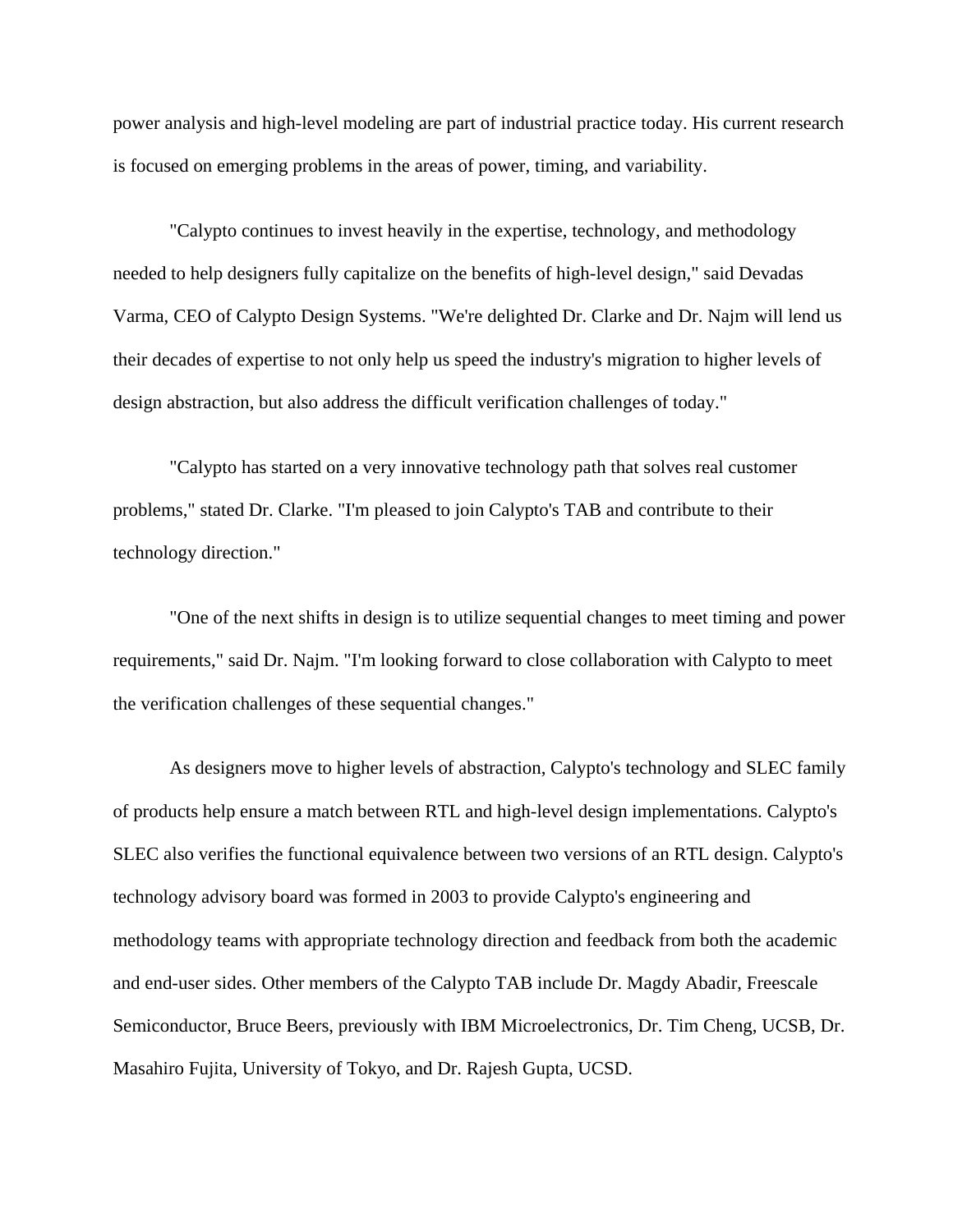power analysis and high-level modeling are part of industrial practice today. His current research is focused on emerging problems in the areas of power, timing, and variability.

"Calypto continues to invest heavily in the expertise, technology, and methodology needed to help designers fully capitalize on the benefits of high-level design," said Devadas Varma, CEO of Calypto Design Systems. "We're delighted Dr. Clarke and Dr. Najm will lend us their decades of expertise to not only help us speed the industry's migration to higher levels of design abstraction, but also address the difficult verification challenges of today."

"Calypto has started on a very innovative technology path that solves real customer problems," stated Dr. Clarke. "I'm pleased to join Calypto's TAB and contribute to their technology direction."

"One of the next shifts in design is to utilize sequential changes to meet timing and power requirements," said Dr. Najm. "I'm looking forward to close collaboration with Calypto to meet the verification challenges of these sequential changes."

As designers move to higher levels of abstraction, Calypto's technology and SLEC family of products help ensure a match between RTL and high-level design implementations. Calypto's SLEC also verifies the functional equivalence between two versions of an RTL design. Calypto's technology advisory board was formed in 2003 to provide Calypto's engineering and methodology teams with appropriate technology direction and feedback from both the academic and end-user sides. Other members of the Calypto TAB include Dr. Magdy Abadir, Freescale Semiconductor, Bruce Beers, previously with IBM Microelectronics, Dr. Tim Cheng, UCSB, Dr. Masahiro Fujita, University of Tokyo, and Dr. Rajesh Gupta, UCSD.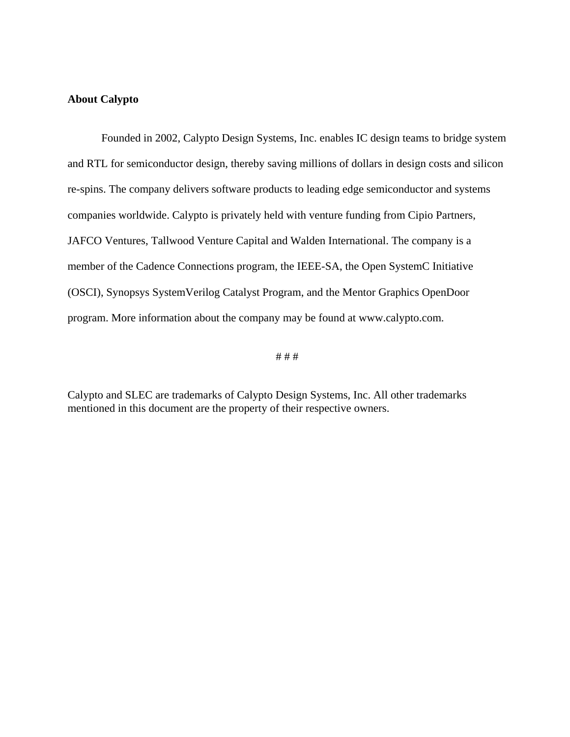**About Calypto**

Founded in 2002, Calypto Design Systems, Inc. enables IC design teams to bridge system and RTL for semiconductor design, thereby saving millions of dollars in design costs and silicon re-spins. The company delivers software products to leading edge semiconductor and systems companies worldwide. Calypto is privately held with venture funding from Cipio Partners, JAFCO Ventures, Tallwood Venture Capital and Walden International. The company is a member of the Cadence Connections program, the IEEE-SA, the Open SystemC Initiative (OSCI), Synopsys SystemVerilog Catalyst Program, and the Mentor Graphics OpenDoor program. More information about the company may be found at www.calypto.com.

# # #

Calypto and SLEC are trademarks of Calypto Design Systems, Inc. All other trademarks mentioned in this document are the property of their respective owners.